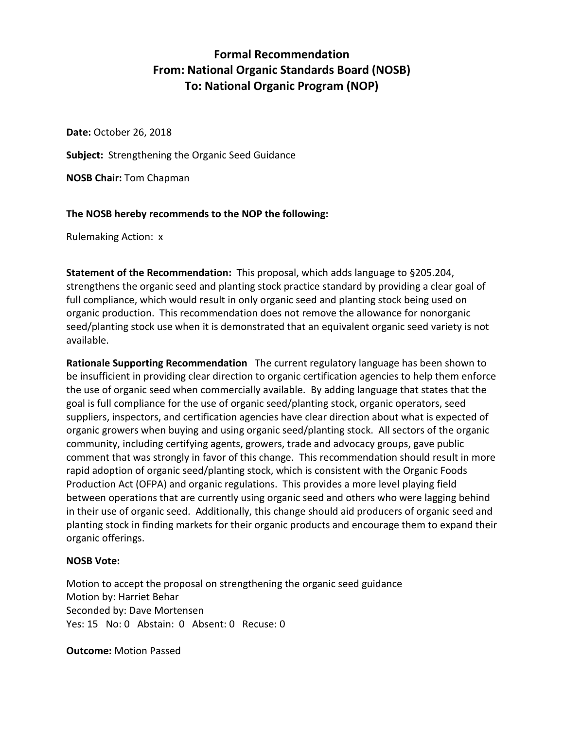# Formal Recommendation
# From: National Organic Standards Board (NOSB)
# To: National Organic Program (NOP)

**Date:** October 26, 2018

**Subject:** Strengthening the Organic Seed Guidance

**NOSB Chair:** Tom Chapman

**The NOSB hereby recommends to the NOP the following:**

Rulemaking Action: x

**Statement of the Recommendation:** This proposal, which adds language to §205.204, strengthens the organic seed and planting stock practice standard by providing a clear goal of full compliance, which would result in only organic seed and planting stock being used on organic production. This recommendation does not remove the allowance for nonorganic seed/planting stock use when it is demonstrated that an equivalent organic seed variety is not available.

**Rationale Supporting Recommendation** The current regulatory language has been shown to be insufficient in providing clear direction to organic certification agencies to help them enforce the use of organic seed when commercially available. By adding language that states that the goal is full compliance for the use of organic seed/planting stock, organic operators, seed suppliers, inspectors, and certification agencies have clear direction about what is expected of organic growers when buying and using organic seed/planting stock. All sectors of the organic community, including certifying agents, growers, trade and advocacy groups, gave public comment that was strongly in favor of this change. This recommendation should result in more rapid adoption of organic seed/planting stock, which is consistent with the Organic Foods Production Act (OFPA) and organic regulations. This provides a more level playing field between operations that are currently using organic seed and others who were lagging behind in their use of organic seed. Additionally, this change should aid producers of organic seed and planting stock in finding markets for their organic products and encourage them to expand their organic offerings.

**NOSB Vote:**

Motion to accept the proposal on strengthening the organic seed guidance
Motion by: Harriet Behar
Seconded by: Dave Mortensen
Yes: 15 No: 0 Abstain: 0 Absent: 0 Recuse: 0

**Outcome:** Motion Passed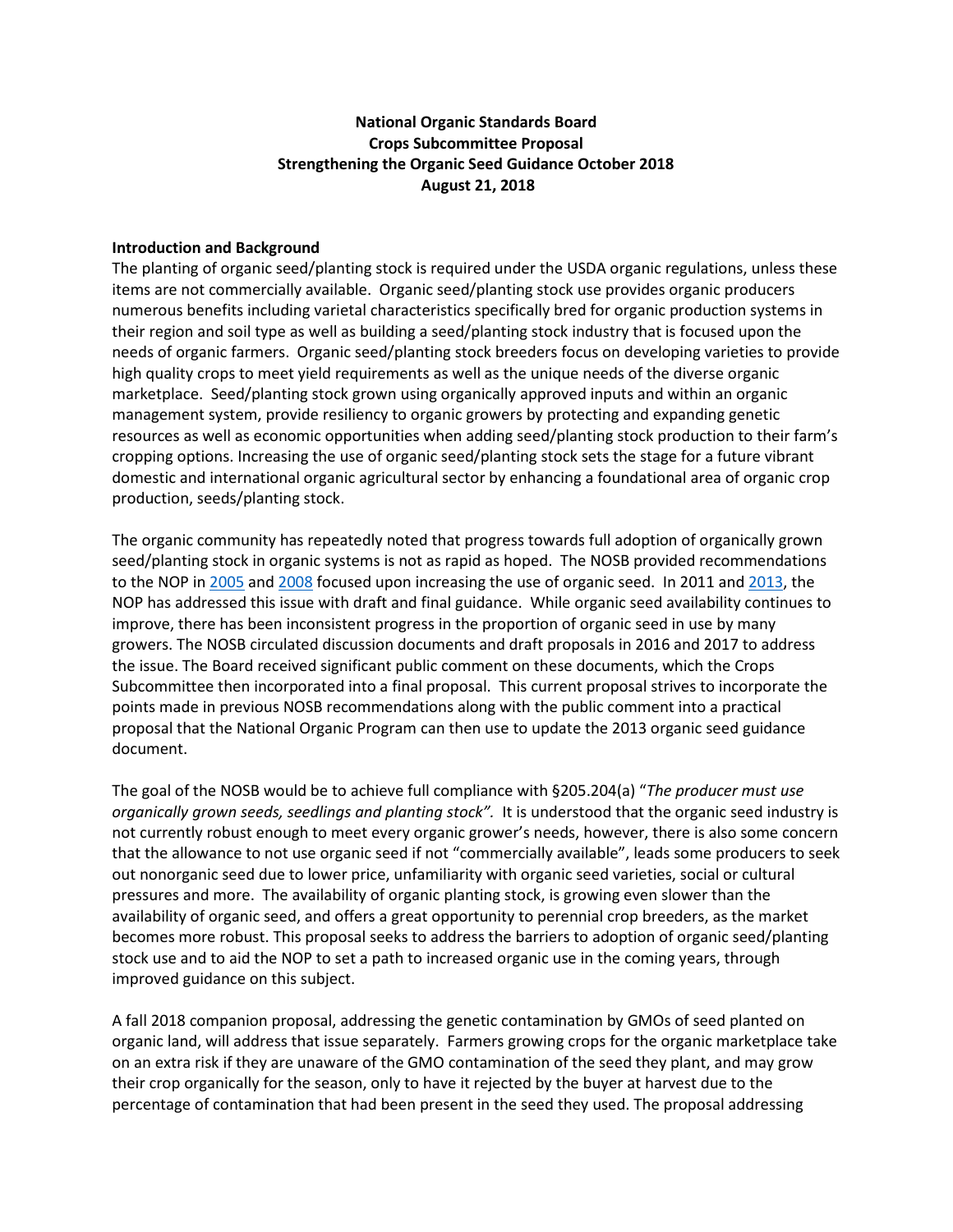**National Organic Standards Board**
**Crops Subcommittee Proposal**
**Strengthening the Organic Seed Guidance October 2018**
**August 21, 2018**

**Introduction and Background**

The planting of organic seed/planting stock is required under the USDA organic regulations, unless these items are not commercially available. Organic seed/planting stock use provides organic producers numerous benefits including varietal characteristics specifically bred for organic production systems in their region and soil type as well as building a seed/planting stock industry that is focused upon the needs of organic farmers. Organic seed/planting stock breeders focus on developing varieties to provide high quality crops to meet yield requirements as well as the unique needs of the diverse organic marketplace. Seed/planting stock grown using organically approved inputs and within an organic management system, provide resiliency to organic growers by protecting and expanding genetic resources as well as economic opportunities when adding seed/planting stock production to their farm's cropping options. Increasing the use of organic seed/planting stock sets the stage for a future vibrant domestic and international organic agricultural sector by enhancing a foundational area of organic crop production, seeds/planting stock.

The organic community has repeatedly noted that progress towards full adoption of organically grown seed/planting stock in organic systems is not as rapid as hoped. The NOSB provided recommendations to the NOP in 2005 and 2008 focused upon increasing the use of organic seed. In 2011 and 2013, the NOP has addressed this issue with draft and final guidance. While organic seed availability continues to improve, there has been inconsistent progress in the proportion of organic seed in use by many growers. The NOSB circulated discussion documents and draft proposals in 2016 and 2017 to address the issue. The Board received significant public comment on these documents, which the Crops Subcommittee then incorporated into a final proposal. This current proposal strives to incorporate the points made in previous NOSB recommendations along with the public comment into a practical proposal that the National Organic Program can then use to update the 2013 organic seed guidance document.

The goal of the NOSB would be to achieve full compliance with §205.204(a) "*The producer must use organically grown seeds, seedlings and planting stock".* It is understood that the organic seed industry is not currently robust enough to meet every organic grower's needs, however, there is also some concern that the allowance to not use organic seed if not "commercially available", leads some producers to seek out nonorganic seed due to lower price, unfamiliarity with organic seed varieties, social or cultural pressures and more. The availability of organic planting stock, is growing even slower than the availability of organic seed, and offers a great opportunity to perennial crop breeders, as the market becomes more robust. This proposal seeks to address the barriers to adoption of organic seed/planting stock use and to aid the NOP to set a path to increased organic use in the coming years, through improved guidance on this subject.

A fall 2018 companion proposal, addressing the genetic contamination by GMOs of seed planted on organic land, will address that issue separately. Farmers growing crops for the organic marketplace take on an extra risk if they are unaware of the GMO contamination of the seed they plant, and may grow their crop organically for the season, only to have it rejected by the buyer at harvest due to the percentage of contamination that had been present in the seed they used. The proposal addressing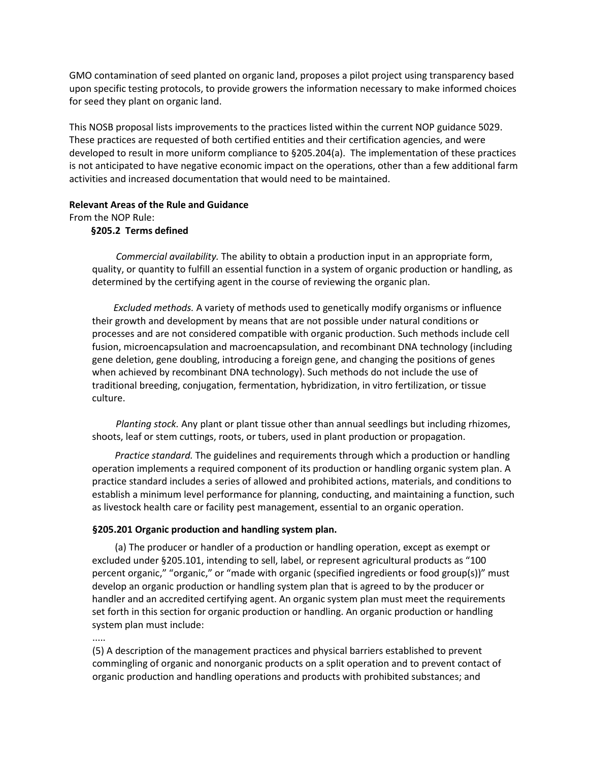GMO contamination of seed planted on organic land, proposes a pilot project using transparency based upon specific testing protocols, to provide growers the information necessary to make informed choices for seed they plant on organic land.

This NOSB proposal lists improvements to the practices listed within the current NOP guidance 5029. These practices are requested of both certified entities and their certification agencies, and were developed to result in more uniform compliance to §205.204(a). The implementation of these practices is not anticipated to have negative economic impact on the operations, other than a few additional farm activities and increased documentation that would need to be maintained.

**Relevant Areas of the Rule and Guidance**

From the NOP Rule:

**§205.2 Terms defined**

*Commercial availability.* The ability to obtain a production input in an appropriate form, quality, or quantity to fulfill an essential function in a system of organic production or handling, as determined by the certifying agent in the course of reviewing the organic plan.

*Excluded methods.* A variety of methods used to genetically modify organisms or influence their growth and development by means that are not possible under natural conditions or processes and are not considered compatible with organic production. Such methods include cell fusion, microencapsulation and macroencapsulation, and recombinant DNA technology (including gene deletion, gene doubling, introducing a foreign gene, and changing the positions of genes when achieved by recombinant DNA technology). Such methods do not include the use of traditional breeding, conjugation, fermentation, hybridization, in vitro fertilization, or tissue culture.

*Planting stock.* Any plant or plant tissue other than annual seedlings but including rhizomes, shoots, leaf or stem cuttings, roots, or tubers, used in plant production or propagation.

*Practice standard.* The guidelines and requirements through which a production or handling operation implements a required component of its production or handling organic system plan. A practice standard includes a series of allowed and prohibited actions, materials, and conditions to establish a minimum level performance for planning, conducting, and maintaining a function, such as livestock health care or facility pest management, essential to an organic operation.

**§205.201 Organic production and handling system plan.**

(a) The producer or handler of a production or handling operation, except as exempt or excluded under §205.101, intending to sell, label, or represent agricultural products as "100 percent organic," "organic," or "made with organic (specified ingredients or food group(s))" must develop an organic production or handling system plan that is agreed to by the producer or handler and an accredited certifying agent. An organic system plan must meet the requirements set forth in this section for organic production or handling. An organic production or handling system plan must include:

.....

(5) A description of the management practices and physical barriers established to prevent commingling of organic and nonorganic products on a split operation and to prevent contact of organic production and handling operations and products with prohibited substances; and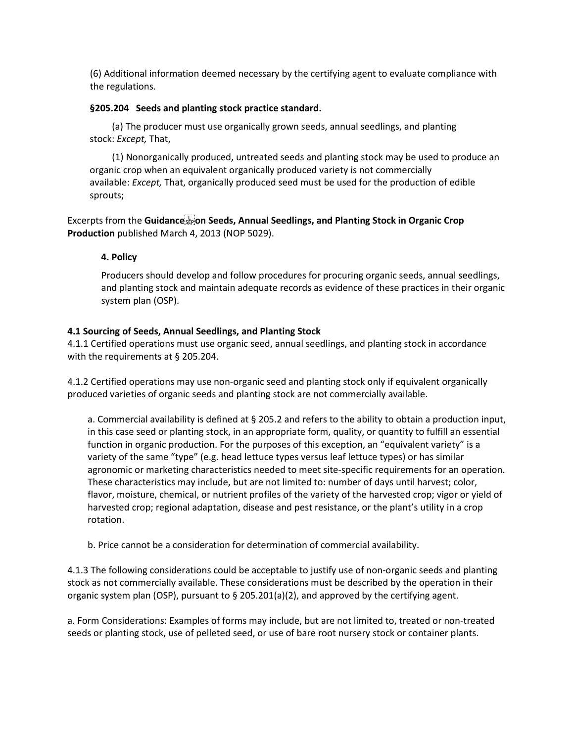(6) Additional information deemed necessary by the certifying agent to evaluate compliance with the regulations.

**§205.204 Seeds and planting stock practice standard.**

(a) The producer must use organically grown seeds, annual seedlings, and planting stock: *Except,* That,

(1) Nonorganically produced, untreated seeds and planting stock may be used to produce an organic crop when an equivalent organically produced variety is not commercially available: *Except,* That, organically produced seed must be used for the production of edible sprouts;

Excerpts from the **Guidance on Seeds, Annual Seedlings, and Planting Stock in Organic Crop Production** published March 4, 2013 (NOP 5029).

**4. Policy**

Producers should develop and follow procedures for procuring organic seeds, annual seedlings, and planting stock and maintain adequate records as evidence of these practices in their organic system plan (OSP).

**4.1 Sourcing of Seeds, Annual Seedlings, and Planting Stock**

4.1.1 Certified operations must use organic seed, annual seedlings, and planting stock in accordance with the requirements at § 205.204.

4.1.2 Certified operations may use non-organic seed and planting stock only if equivalent organically produced varieties of organic seeds and planting stock are not commercially available.

a. Commercial availability is defined at § 205.2 and refers to the ability to obtain a production input, in this case seed or planting stock, in an appropriate form, quality, or quantity to fulfill an essential function in organic production. For the purposes of this exception, an "equivalent variety" is a variety of the same "type" (e.g. head lettuce types versus leaf lettuce types) or has similar agronomic or marketing characteristics needed to meet site-specific requirements for an operation. These characteristics may include, but are not limited to: number of days until harvest; color, flavor, moisture, chemical, or nutrient profiles of the variety of the harvested crop; vigor or yield of harvested crop; regional adaptation, disease and pest resistance, or the plant's utility in a crop rotation.

b. Price cannot be a consideration for determination of commercial availability.

4.1.3 The following considerations could be acceptable to justify use of non-organic seeds and planting stock as not commercially available. These considerations must be described by the operation in their organic system plan (OSP), pursuant to § 205.201(a)(2), and approved by the certifying agent.

a. Form Considerations: Examples of forms may include, but are not limited to, treated or non-treated seeds or planting stock, use of pelleted seed, or use of bare root nursery stock or container plants.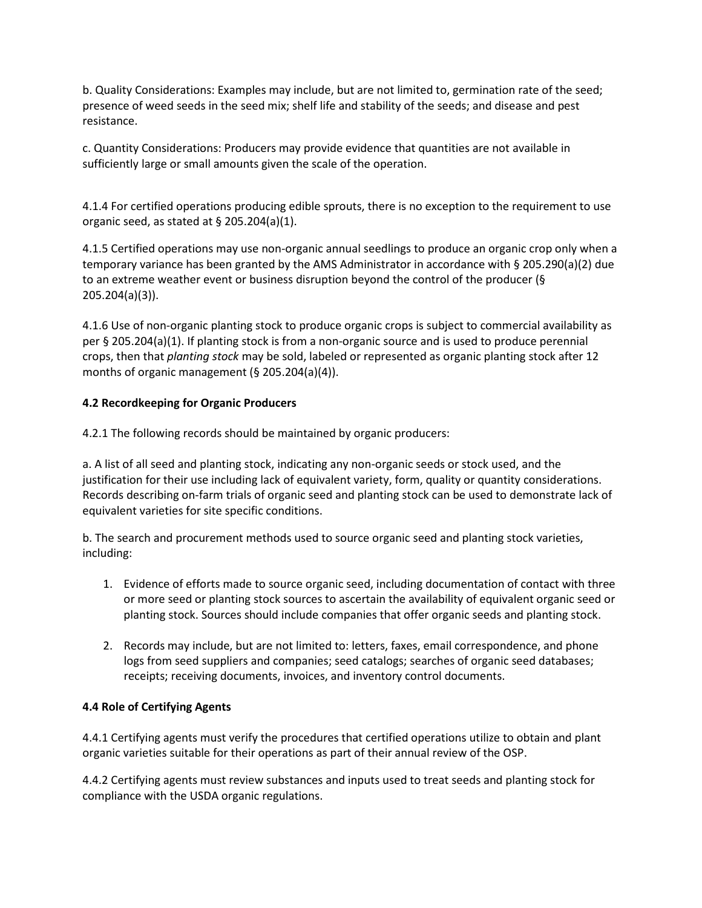b. Quality Considerations: Examples may include, but are not limited to, germination rate of the seed; presence of weed seeds in the seed mix; shelf life and stability of the seeds; and disease and pest resistance.

c. Quantity Considerations: Producers may provide evidence that quantities are not available in sufficiently large or small amounts given the scale of the operation.

4.1.4 For certified operations producing edible sprouts, there is no exception to the requirement to use organic seed, as stated at § 205.204(a)(1).

4.1.5 Certified operations may use non-organic annual seedlings to produce an organic crop only when a temporary variance has been granted by the AMS Administrator in accordance with § 205.290(a)(2) due to an extreme weather event or business disruption beyond the control of the producer (§ 205.204(a)(3)).

4.1.6 Use of non-organic planting stock to produce organic crops is subject to commercial availability as per § 205.204(a)(1). If planting stock is from a non-organic source and is used to produce perennial crops, then that *planting stock* may be sold, labeled or represented as organic planting stock after 12 months of organic management (§ 205.204(a)(4)).

**4.2 Recordkeeping for Organic Producers**

4.2.1 The following records should be maintained by organic producers:

a. A list of all seed and planting stock, indicating any non-organic seeds or stock used, and the justification for their use including lack of equivalent variety, form, quality or quantity considerations. Records describing on-farm trials of organic seed and planting stock can be used to demonstrate lack of equivalent varieties for site specific conditions.

b. The search and procurement methods used to source organic seed and planting stock varieties, including:

1. Evidence of efforts made to source organic seed, including documentation of contact with three or more seed or planting stock sources to ascertain the availability of equivalent organic seed or planting stock. Sources should include companies that offer organic seeds and planting stock.

2. Records may include, but are not limited to: letters, faxes, email correspondence, and phone logs from seed suppliers and companies; seed catalogs; searches of organic seed databases; receipts; receiving documents, invoices, and inventory control documents.

**4.4 Role of Certifying Agents**

4.4.1 Certifying agents must verify the procedures that certified operations utilize to obtain and plant organic varieties suitable for their operations as part of their annual review of the OSP.

4.4.2 Certifying agents must review substances and inputs used to treat seeds and planting stock for compliance with the USDA organic regulations.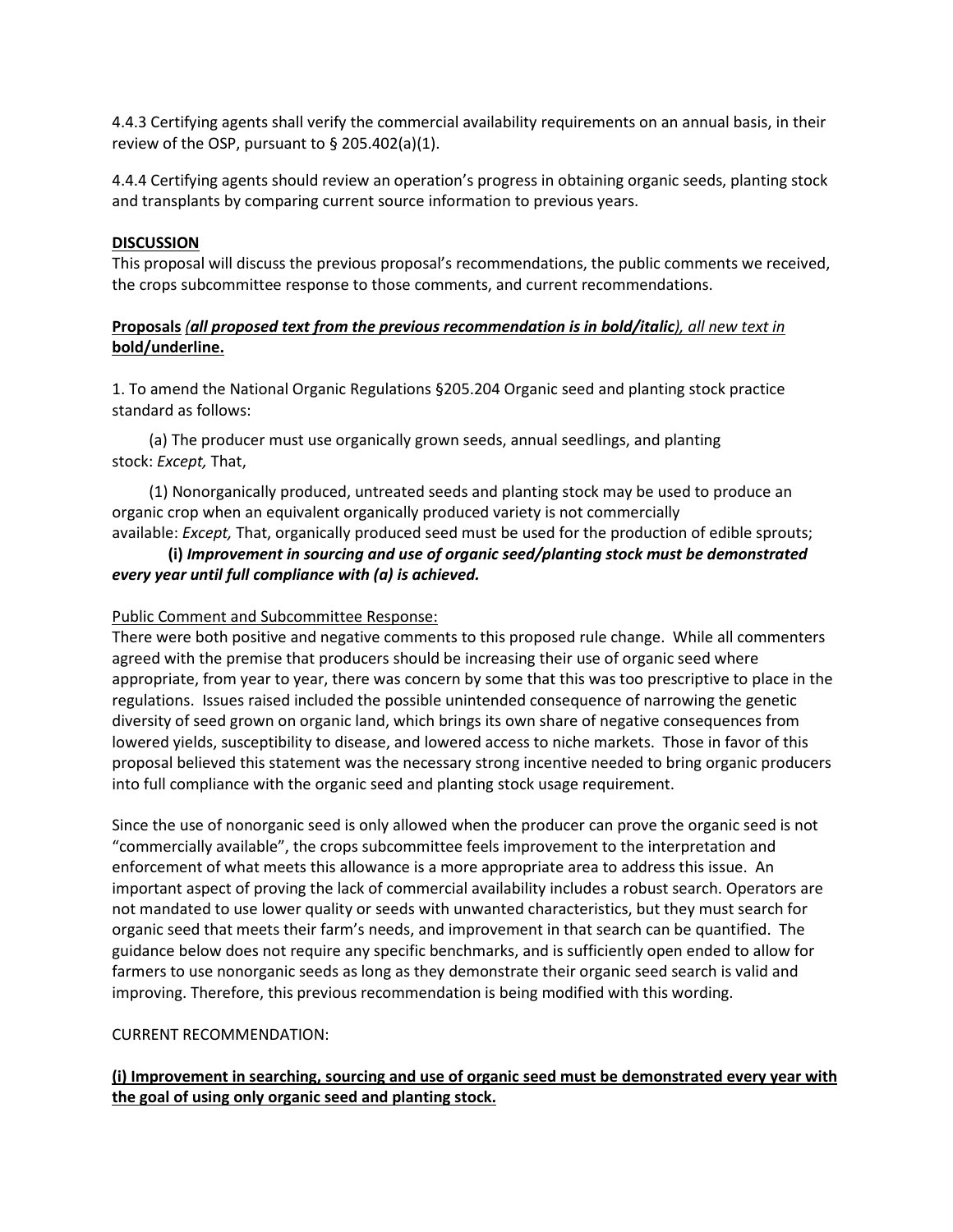4.4.3 Certifying agents shall verify the commercial availability requirements on an annual basis, in their review of the OSP, pursuant to § 205.402(a)(1).

4.4.4 Certifying agents should review an operation's progress in obtaining organic seeds, planting stock and transplants by comparing current source information to previous years.

<u>**DISCUSSION**</u>

This proposal will discuss the previous proposal's recommendations, the public comments we received, the crops subcommittee response to those comments, and current recommendations.

<u>**Proposals** *(**all proposed text from the previous recommendation is in bold/italic**), all new text in* **bold/underline.**</u>

1. To amend the National Organic Regulations §205.204 Organic seed and planting stock practice standard as follows:

(a) The producer must use organically grown seeds, annual seedlings, and planting stock: *Except,* That,

(1) Nonorganically produced, untreated seeds and planting stock may be used to produce an organic crop when an equivalent organically produced variety is not commercially available: *Except,* That, organically produced seed must be used for the production of edible sprouts;

**(i)** ***Improvement in sourcing and use of organic seed/planting stock must be demonstrated every year until full compliance with (a) is achieved.***

<u>Public Comment and Subcommittee Response:</u>

There were both positive and negative comments to this proposed rule change. While all commenters agreed with the premise that producers should be increasing their use of organic seed where appropriate, from year to year, there was concern by some that this was too prescriptive to place in the regulations. Issues raised included the possible unintended consequence of narrowing the genetic diversity of seed grown on organic land, which brings its own share of negative consequences from lowered yields, susceptibility to disease, and lowered access to niche markets. Those in favor of this proposal believed this statement was the necessary strong incentive needed to bring organic producers into full compliance with the organic seed and planting stock usage requirement.

Since the use of nonorganic seed is only allowed when the producer can prove the organic seed is not "commercially available", the crops subcommittee feels improvement to the interpretation and enforcement of what meets this allowance is a more appropriate area to address this issue. An important aspect of proving the lack of commercial availability includes a robust search. Operators are not mandated to use lower quality or seeds with unwanted characteristics, but they must search for organic seed that meets their farm's needs, and improvement in that search can be quantified. The guidance below does not require any specific benchmarks, and is sufficiently open ended to allow for farmers to use nonorganic seeds as long as they demonstrate their organic seed search is valid and improving. Therefore, this previous recommendation is being modified with this wording.

CURRENT RECOMMENDATION:

<u>**(i) Improvement in searching, sourcing and use of organic seed must be demonstrated every year with the goal of using only organic seed and planting stock.**</u>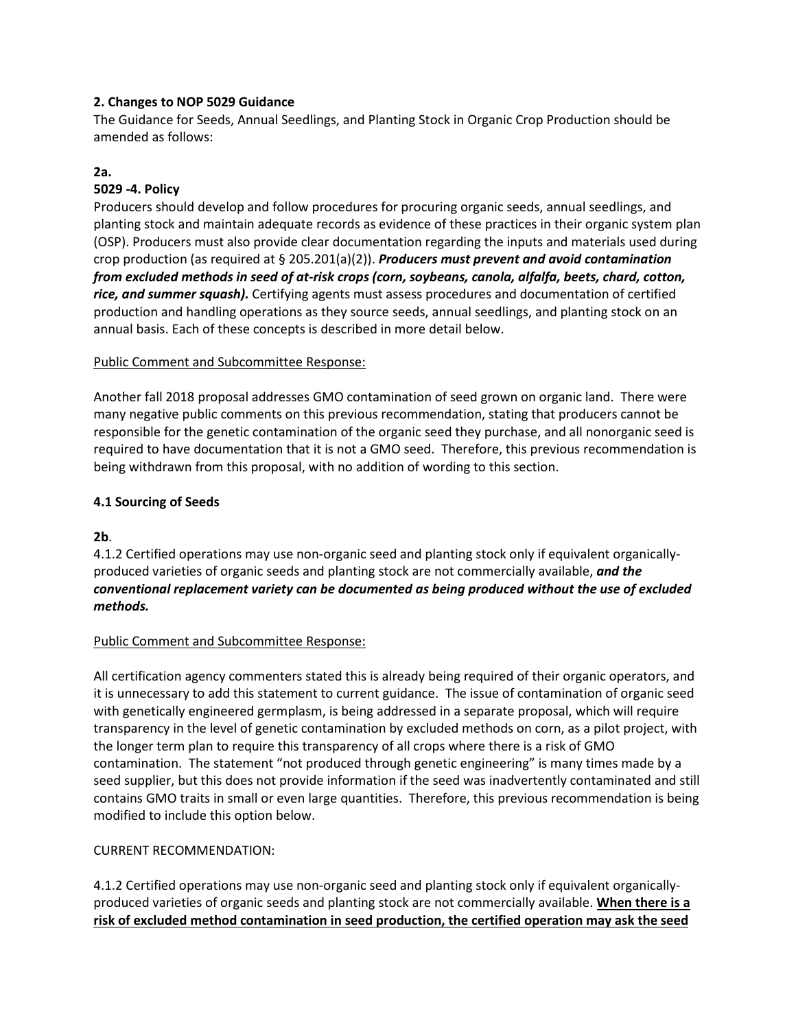**2. Changes to NOP 5029 Guidance**

The Guidance for Seeds, Annual Seedlings, and Planting Stock in Organic Crop Production should be amended as follows:

**2a.**

**5029 -4. Policy**

Producers should develop and follow procedures for procuring organic seeds, annual seedlings, and planting stock and maintain adequate records as evidence of these practices in their organic system plan (OSP). Producers must also provide clear documentation regarding the inputs and materials used during crop production (as required at § 205.201(a)(2)). ***Producers must prevent and avoid contamination from excluded methods in seed of at-risk crops (corn, soybeans, canola, alfalfa, beets, chard, cotton, rice, and summer squash).*** Certifying agents must assess procedures and documentation of certified production and handling operations as they source seeds, annual seedlings, and planting stock on an annual basis. Each of these concepts is described in more detail below.

<u>Public Comment and Subcommittee Response:</u>

Another fall 2018 proposal addresses GMO contamination of seed grown on organic land. There were many negative public comments on this previous recommendation, stating that producers cannot be responsible for the genetic contamination of the organic seed they purchase, and all nonorganic seed is required to have documentation that it is not a GMO seed. Therefore, this previous recommendation is being withdrawn from this proposal, with no addition of wording to this section.

**4.1 Sourcing of Seeds**

**2b**.

4.1.2 Certified operations may use non-organic seed and planting stock only if equivalent organically-produced varieties of organic seeds and planting stock are not commercially available, ***and the conventional replacement variety can be documented as being produced without the use of excluded methods.***

<u>Public Comment and Subcommittee Response:</u>

All certification agency commenters stated this is already being required of their organic operators, and it is unnecessary to add this statement to current guidance. The issue of contamination of organic seed with genetically engineered germplasm, is being addressed in a separate proposal, which will require transparency in the level of genetic contamination by excluded methods on corn, as a pilot project, with the longer term plan to require this transparency of all crops where there is a risk of GMO contamination. The statement "not produced through genetic engineering" is many times made by a seed supplier, but this does not provide information if the seed was inadvertently contaminated and still contains GMO traits in small or even large quantities. Therefore, this previous recommendation is being modified to include this option below.

CURRENT RECOMMENDATION:

4.1.2 Certified operations may use non-organic seed and planting stock only if equivalent organically-produced varieties of organic seeds and planting stock are not commercially available. <u>**When there is a risk of excluded method contamination in seed production, the certified operation may ask the seed**</u>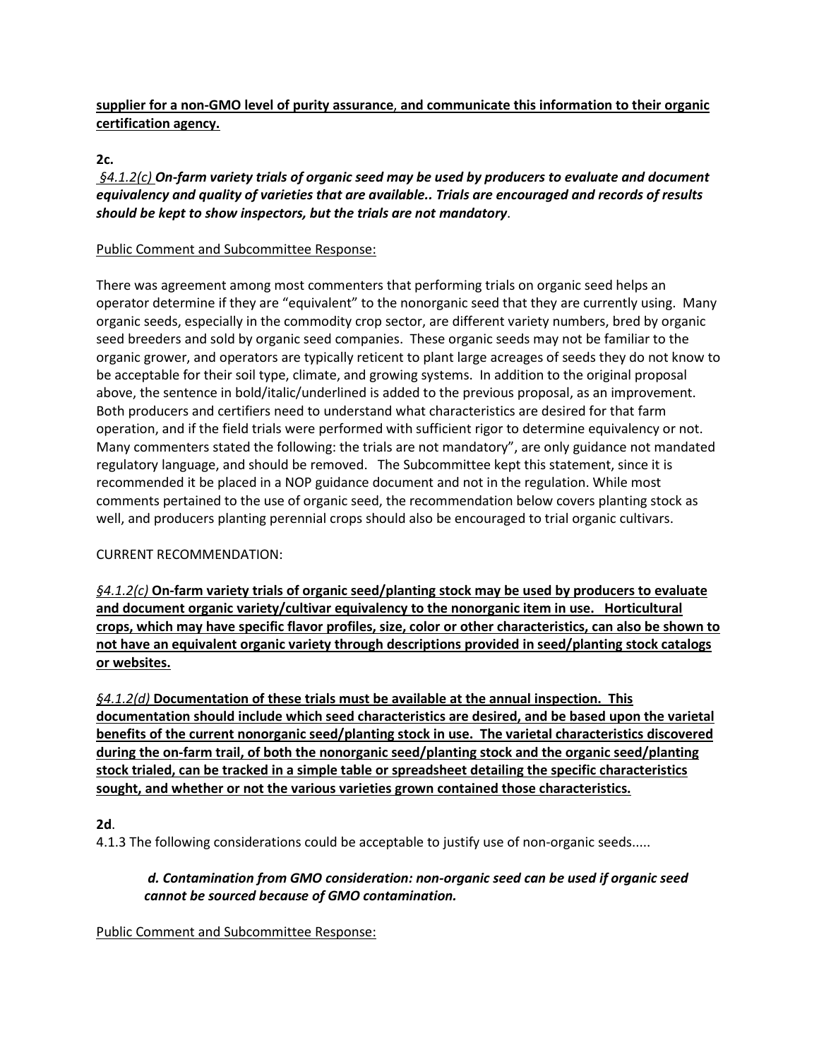**supplier for a non-GMO level of purity assurance, and communicate this information to their organic certification agency.**

**2c.**

*§4.1.2(c)* ***On-farm variety trials of organic seed may be used by producers to evaluate and document equivalency and quality of varieties that are available.. Trials are encouraged and records of results should be kept to show inspectors, but the trials are not mandatory.***

Public Comment and Subcommittee Response:

There was agreement among most commenters that performing trials on organic seed helps an operator determine if they are "equivalent" to the nonorganic seed that they are currently using. Many organic seeds, especially in the commodity crop sector, are different variety numbers, bred by organic seed breeders and sold by organic seed companies. These organic seeds may not be familiar to the organic grower, and operators are typically reticent to plant large acreages of seeds they do not know to be acceptable for their soil type, climate, and growing systems. In addition to the original proposal above, the sentence in bold/italic/underlined is added to the previous proposal, as an improvement. Both producers and certifiers need to understand what characteristics are desired for that farm operation, and if the field trials were performed with sufficient rigor to determine equivalency or not. Many commenters stated the following: the trials are not mandatory", are only guidance not mandated regulatory language, and should be removed. The Subcommittee kept this statement, since it is recommended it be placed in a NOP guidance document and not in the regulation. While most comments pertained to the use of organic seed, the recommendation below covers planting stock as well, and producers planting perennial crops should also be encouraged to trial organic cultivars.

CURRENT RECOMMENDATION:

*§4.1.2(c)* **On-farm variety trials of organic seed/planting stock may be used by producers to evaluate and document organic variety/cultivar equivalency to the nonorganic item in use. Horticultural crops, which may have specific flavor profiles, size, color or other characteristics, can also be shown to not have an equivalent organic variety through descriptions provided in seed/planting stock catalogs or websites.**

*§4.1.2(d)* **Documentation of these trials must be available at the annual inspection. This documentation should include which seed characteristics are desired, and be based upon the varietal benefits of the current nonorganic seed/planting stock in use. The varietal characteristics discovered during the on-farm trail, of both the nonorganic seed/planting stock and the organic seed/planting stock trialed, can be tracked in a simple table or spreadsheet detailing the specific characteristics sought, and whether or not the various varieties grown contained those characteristics.**

**2d**.

4.1.3 The following considerations could be acceptable to justify use of non-organic seeds.....

> ***d. Contamination from GMO consideration: non-organic seed can be used if organic seed cannot be sourced because of GMO contamination.***

Public Comment and Subcommittee Response: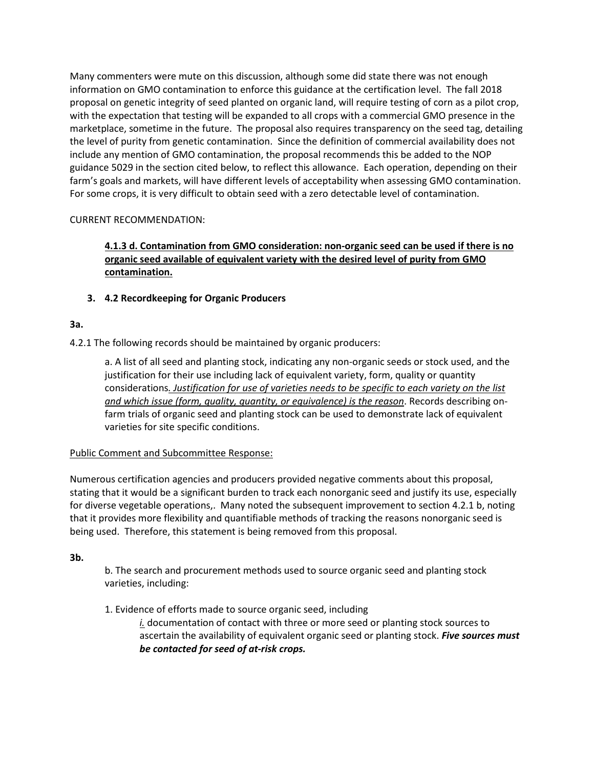Many commenters were mute on this discussion, although some did state there was not enough information on GMO contamination to enforce this guidance at the certification level. The fall 2018 proposal on genetic integrity of seed planted on organic land, will require testing of corn as a pilot crop, with the expectation that testing will be expanded to all crops with a commercial GMO presence in the marketplace, sometime in the future. The proposal also requires transparency on the seed tag, detailing the level of purity from genetic contamination. Since the definition of commercial availability does not include any mention of GMO contamination, the proposal recommends this be added to the NOP guidance 5029 in the section cited below, to reflect this allowance. Each operation, depending on their farm's goals and markets, will have different levels of acceptability when assessing GMO contamination. For some crops, it is very difficult to obtain seed with a zero detectable level of contamination.

CURRENT RECOMMENDATION:

> <u>**4.1.3 d. Contamination from GMO consideration: non-organic seed can be used if there is no organic seed available of equivalent variety with the desired level of purity from GMO contamination.**</u>

3. **4.2 Recordkeeping for Organic Producers**

**3a.**

4.2.1 The following records should be maintained by organic producers:

> a. A list of all seed and planting stock, indicating any non-organic seeds or stock used, and the justification for their use including lack of equivalent variety, form, quality or quantity considerations<u>*. Justification for use of varieties needs to be specific to each variety on the list and which issue (form, quality, quantity, or equivalence) is the reason*</u>. Records describing on-farm trials of organic seed and planting stock can be used to demonstrate lack of equivalent varieties for site specific conditions.

<u>Public Comment and Subcommittee Response:</u>

Numerous certification agencies and producers provided negative comments about this proposal, stating that it would be a significant burden to track each nonorganic seed and justify its use, especially for diverse vegetable operations,. Many noted the subsequent improvement to section 4.2.1 b, noting that it provides more flexibility and quantifiable methods of tracking the reasons nonorganic seed is being used. Therefore, this statement is being removed from this proposal.

**3b.**

> b. The search and procurement methods used to source organic seed and planting stock varieties, including:
>
> 1. Evidence of efforts made to source organic seed, including
>
>     <u>*i.*</u> documentation of contact with three or more seed or planting stock sources to ascertain the availability of equivalent organic seed or planting stock. ***Five sources must be contacted for seed of at-risk crops.***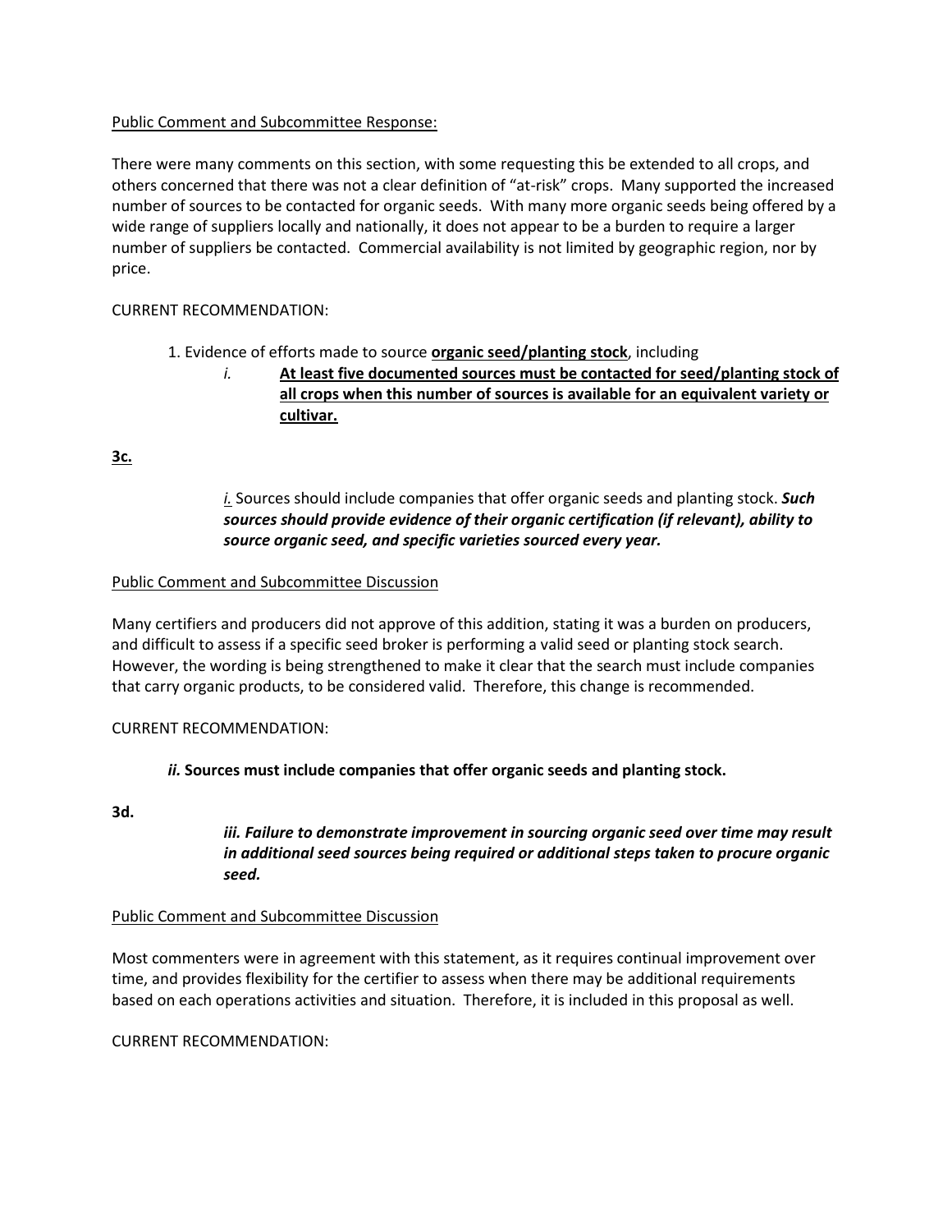<u>Public Comment and Subcommittee Response:</u>

There were many comments on this section, with some requesting this be extended to all crops, and others concerned that there was not a clear definition of "at-risk" crops. Many supported the increased number of sources to be contacted for organic seeds. With many more organic seeds being offered by a wide range of suppliers locally and nationally, it does not appear to be a burden to require a larger number of suppliers be contacted. Commercial availability is not limited by geographic region, nor by price.

CURRENT RECOMMENDATION:

1. Evidence of efforts made to source **<u>organic seed/planting stock</u>**, including
   *i.* **<u>At least five documented sources must be contacted for seed/planting stock of all crops when this number of sources is available for an equivalent variety or cultivar.</u>**

**<u>3c.</u>**

*<u>i.</u>* Sources should include companies that offer organic seeds and planting stock. ***Such sources should provide evidence of their organic certification (if relevant), ability to source organic seed, and specific varieties sourced every year.***

<u>Public Comment and Subcommittee Discussion</u>

Many certifiers and producers did not approve of this addition, stating it was a burden on producers, and difficult to assess if a specific seed broker is performing a valid seed or planting stock search. However, the wording is being strengthened to make it clear that the search must include companies that carry organic products, to be considered valid. Therefore, this change is recommended.

CURRENT RECOMMENDATION:

***ii.*** **Sources must include companies that offer organic seeds and planting stock.**

**3d.**

***iii. Failure to demonstrate improvement in sourcing organic seed over time may result in additional seed sources being required or additional steps taken to procure organic seed.***

<u>Public Comment and Subcommittee Discussion</u>

Most commenters were in agreement with this statement, as it requires continual improvement over time, and provides flexibility for the certifier to assess when there may be additional requirements based on each operations activities and situation. Therefore, it is included in this proposal as well.

CURRENT RECOMMENDATION: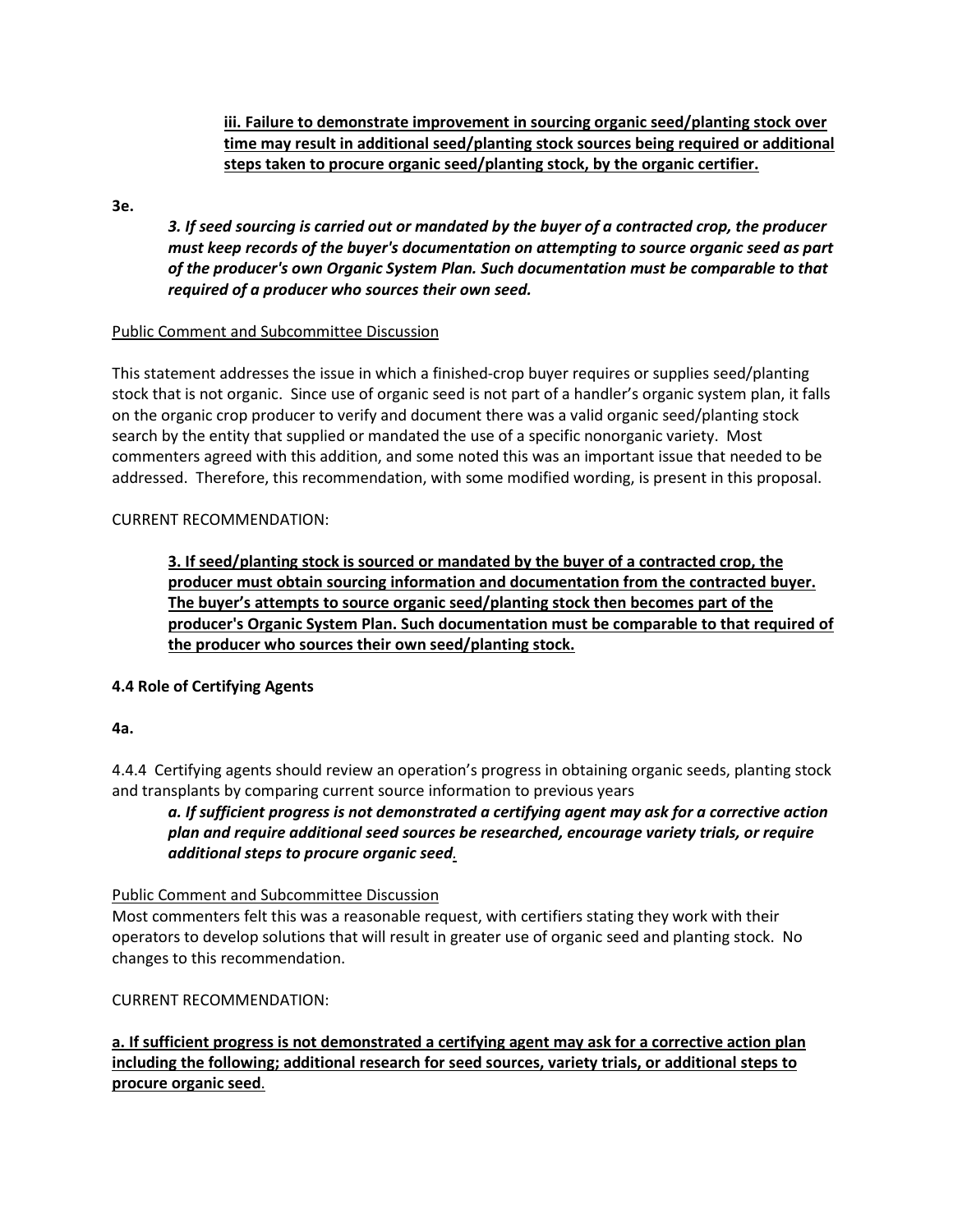<u>**iii. Failure to demonstrate improvement in sourcing organic seed/planting stock over time may result in additional seed/planting stock sources being required or additional steps taken to procure organic seed/planting stock, by the organic certifier.**</u>

**3e.**

***3. If seed sourcing is carried out or mandated by the buyer of a contracted crop, the producer must keep records of the buyer's documentation on attempting to source organic seed as part of the producer's own Organic System Plan. Such documentation must be comparable to that required of a producer who sources their own seed.***

<u>Public Comment and Subcommittee Discussion</u>

This statement addresses the issue in which a finished-crop buyer requires or supplies seed/planting stock that is not organic. Since use of organic seed is not part of a handler's organic system plan, it falls on the organic crop producer to verify and document there was a valid organic seed/planting stock search by the entity that supplied or mandated the use of a specific nonorganic variety. Most commenters agreed with this addition, and some noted this was an important issue that needed to be addressed. Therefore, this recommendation, with some modified wording, is present in this proposal.

CURRENT RECOMMENDATION:

<u>**3. If seed/planting stock is sourced or mandated by the buyer of a contracted crop, the producer must obtain sourcing information and documentation from the contracted buyer. The buyer's attempts to source organic seed/planting stock then becomes part of the producer's Organic System Plan. Such documentation must be comparable to that required of the producer who sources their own seed/planting stock.**</u>

**4.4 Role of Certifying Agents**

**4a.**

4.4.4 Certifying agents should review an operation's progress in obtaining organic seeds, planting stock and transplants by comparing current source information to previous years

***a. If sufficient progress is not demonstrated a certifying agent may ask for a corrective action plan and require additional seed sources be researched, encourage variety trials, or require additional steps to procure organic seed.***

<u>Public Comment and Subcommittee Discussion</u>

Most commenters felt this was a reasonable request, with certifiers stating they work with their operators to develop solutions that will result in greater use of organic seed and planting stock. No changes to this recommendation.

CURRENT RECOMMENDATION:

<u>**a. If sufficient progress is not demonstrated a certifying agent may ask for a corrective action plan including the following; additional research for seed sources, variety trials, or additional steps to procure organic seed**</u>.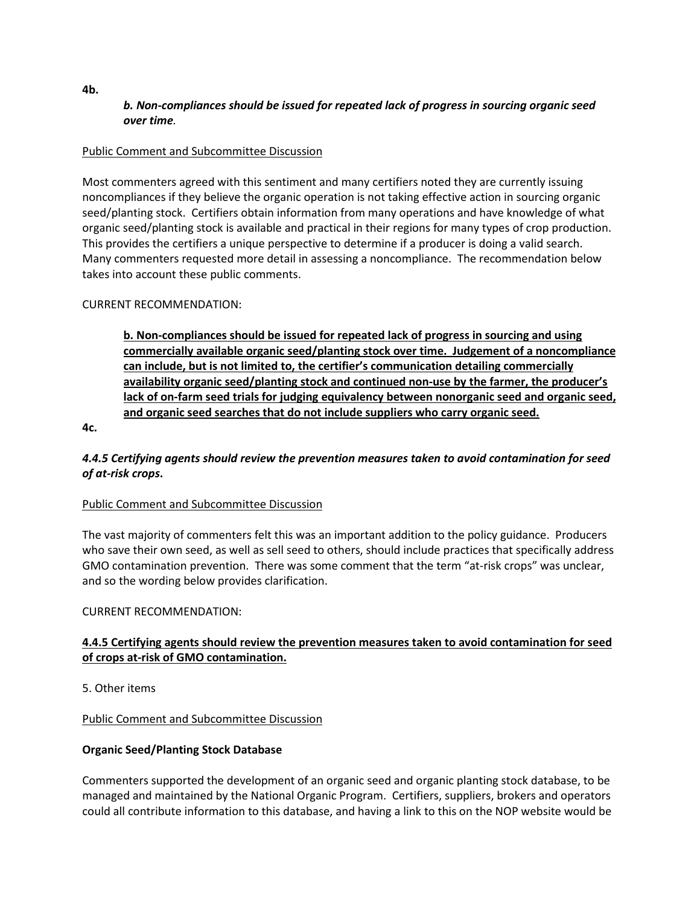**4b.**

> ***b. Non-compliances should be issued for repeated lack of progress in sourcing organic seed over time*.**

Public Comment and Subcommittee Discussion

Most commenters agreed with this sentiment and many certifiers noted they are currently issuing noncompliances if they believe the organic operation is not taking effective action in sourcing organic seed/planting stock. Certifiers obtain information from many operations and have knowledge of what organic seed/planting stock is available and practical in their regions for many types of crop production. This provides the certifiers a unique perspective to determine if a producer is doing a valid search. Many commenters requested more detail in assessing a noncompliance. The recommendation below takes into account these public comments.

CURRENT RECOMMENDATION:

> **b. Non-compliances should be issued for repeated lack of progress in sourcing and using commercially available organic seed/planting stock over time. Judgement of a noncompliance can include, but is not limited to, the certifier's communication detailing commercially availability organic seed/planting stock and continued non-use by the farmer, the producer's lack of on-farm seed trials for judging equivalency between nonorganic seed and organic seed, and organic seed searches that do not include suppliers who carry organic seed.**

**4c.**

***4.4.5 Certifying agents should review the prevention measures taken to avoid contamination for seed of at-risk crops*.**

Public Comment and Subcommittee Discussion

The vast majority of commenters felt this was an important addition to the policy guidance. Producers who save their own seed, as well as sell seed to others, should include practices that specifically address GMO contamination prevention. There was some comment that the term "at-risk crops" was unclear, and so the wording below provides clarification.

CURRENT RECOMMENDATION:

**4.4.5 Certifying agents should review the prevention measures taken to avoid contamination for seed of crops at-risk of GMO contamination.**

5. Other items

Public Comment and Subcommittee Discussion

**Organic Seed/Planting Stock Database**

Commenters supported the development of an organic seed and organic planting stock database, to be managed and maintained by the National Organic Program. Certifiers, suppliers, brokers and operators could all contribute information to this database, and having a link to this on the NOP website would be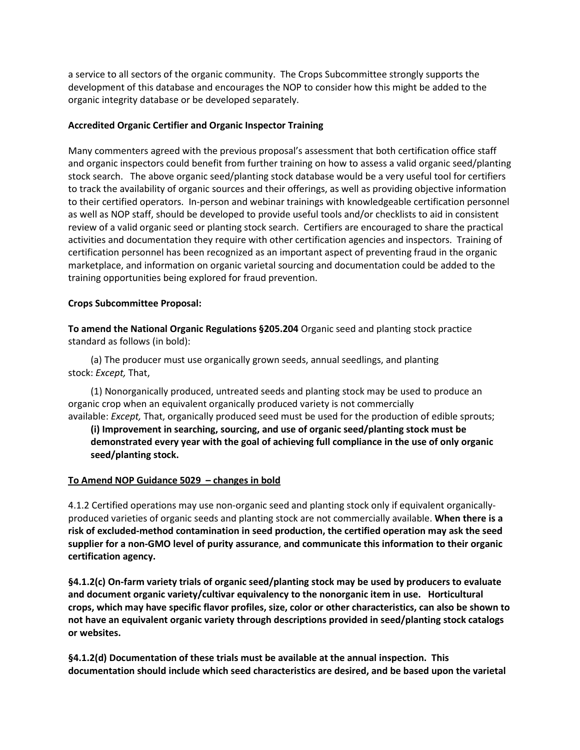a service to all sectors of the organic community. The Crops Subcommittee strongly supports the development of this database and encourages the NOP to consider how this might be added to the organic integrity database or be developed separately.

**Accredited Organic Certifier and Organic Inspector Training**

Many commenters agreed with the previous proposal's assessment that both certification office staff and organic inspectors could benefit from further training on how to assess a valid organic seed/planting stock search. The above organic seed/planting stock database would be a very useful tool for certifiers to track the availability of organic sources and their offerings, as well as providing objective information to their certified operators. In-person and webinar trainings with knowledgeable certification personnel as well as NOP staff, should be developed to provide useful tools and/or checklists to aid in consistent review of a valid organic seed or planting stock search. Certifiers are encouraged to share the practical activities and documentation they require with other certification agencies and inspectors. Training of certification personnel has been recognized as an important aspect of preventing fraud in the organic marketplace, and information on organic varietal sourcing and documentation could be added to the training opportunities being explored for fraud prevention.

**Crops Subcommittee Proposal:**

**To amend the National Organic Regulations §205.204** Organic seed and planting stock practice standard as follows (in bold):

(a) The producer must use organically grown seeds, annual seedlings, and planting stock: *Except,* That,

(1) Nonorganically produced, untreated seeds and planting stock may be used to produce an organic crop when an equivalent organically produced variety is not commercially available: *Except,* That, organically produced seed must be used for the production of edible sprouts;

**(i) Improvement in searching, sourcing, and use of organic seed/planting stock must be demonstrated every year with the goal of achieving full compliance in the use of only organic seed/planting stock.**

**To Amend NOP Guidance 5029 – changes in bold**

4.1.2 Certified operations may use non-organic seed and planting stock only if equivalent organically-produced varieties of organic seeds and planting stock are not commercially available. **When there is a risk of excluded-method contamination in seed production, the certified operation may ask the seed supplier for a non-GMO level of purity assurance**, **and communicate this information to their organic certification agency.**

**§4.1.2(c) On-farm variety trials of organic seed/planting stock may be used by producers to evaluate and document organic variety/cultivar equivalency to the nonorganic item in use. Horticultural crops, which may have specific flavor profiles, size, color or other characteristics, can also be shown to not have an equivalent organic variety through descriptions provided in seed/planting stock catalogs or websites.**

**§4.1.2(d) Documentation of these trials must be available at the annual inspection. This documentation should include which seed characteristics are desired, and be based upon the varietal**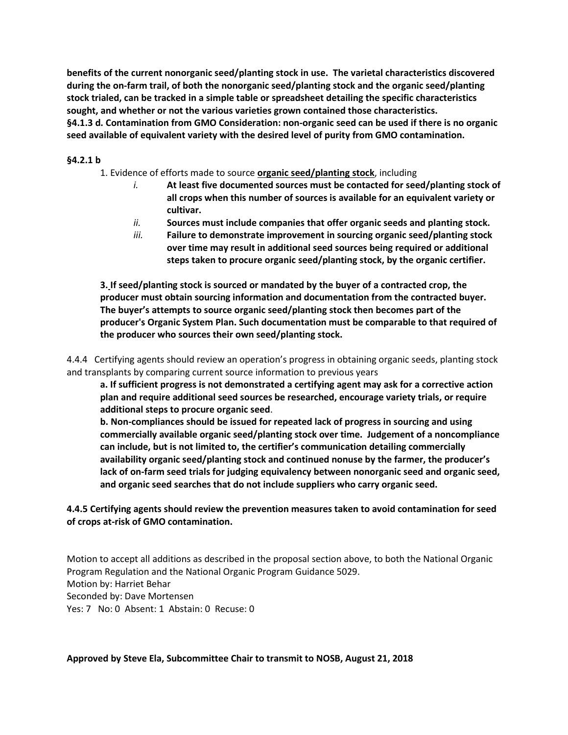**benefits of the current nonorganic seed/planting stock in use. The varietal characteristics discovered during the on-farm trail, of both the nonorganic seed/planting stock and the organic seed/planting stock trialed, can be tracked in a simple table or spreadsheet detailing the specific characteristics sought, and whether or not the various varieties grown contained those characteristics.**
**§4.1.3 d. Contamination from GMO Consideration: non-organic seed can be used if there is no organic seed available of equivalent variety with the desired level of purity from GMO contamination.**

**§4.2.1 b**

1. Evidence of efforts made to source **organic seed/planting stock**, including
   - *i.* **At least five documented sources must be contacted for seed/planting stock of all crops when this number of sources is available for an equivalent variety or cultivar.**
   - *ii.* **Sources must include companies that offer organic seeds and planting stock.**
   - *iii.* **Failure to demonstrate improvement in sourcing organic seed/planting stock over time may result in additional seed sources being required or additional steps taken to procure organic seed/planting stock, by the organic certifier.**

**3. If seed/planting stock is sourced or mandated by the buyer of a contracted crop, the producer must obtain sourcing information and documentation from the contracted buyer. The buyer's attempts to source organic seed/planting stock then becomes part of the producer's Organic System Plan. Such documentation must be comparable to that required of the producer who sources their own seed/planting stock.**

4.4.4 Certifying agents should review an operation's progress in obtaining organic seeds, planting stock and transplants by comparing current source information to previous years

**a. If sufficient progress is not demonstrated a certifying agent may ask for a corrective action plan and require additional seed sources be researched, encourage variety trials, or require additional steps to procure organic seed**.

**b. Non-compliances should be issued for repeated lack of progress in sourcing and using commercially available organic seed/planting stock over time. Judgement of a noncompliance can include, but is not limited to, the certifier's communication detailing commercially availability organic seed/planting stock and continued nonuse by the farmer, the producer's lack of on-farm seed trials for judging equivalency between nonorganic seed and organic seed, and organic seed searches that do not include suppliers who carry organic seed.**

**4.4.5 Certifying agents should review the prevention measures taken to avoid contamination for seed of crops at-risk of GMO contamination.**

Motion to accept all additions as described in the proposal section above, to both the National Organic Program Regulation and the National Organic Program Guidance 5029.
Motion by: Harriet Behar
Seconded by: Dave Mortensen
Yes: 7 No: 0 Absent: 1 Abstain: 0 Recuse: 0

**Approved by Steve Ela, Subcommittee Chair to transmit to NOSB, August 21, 2018**